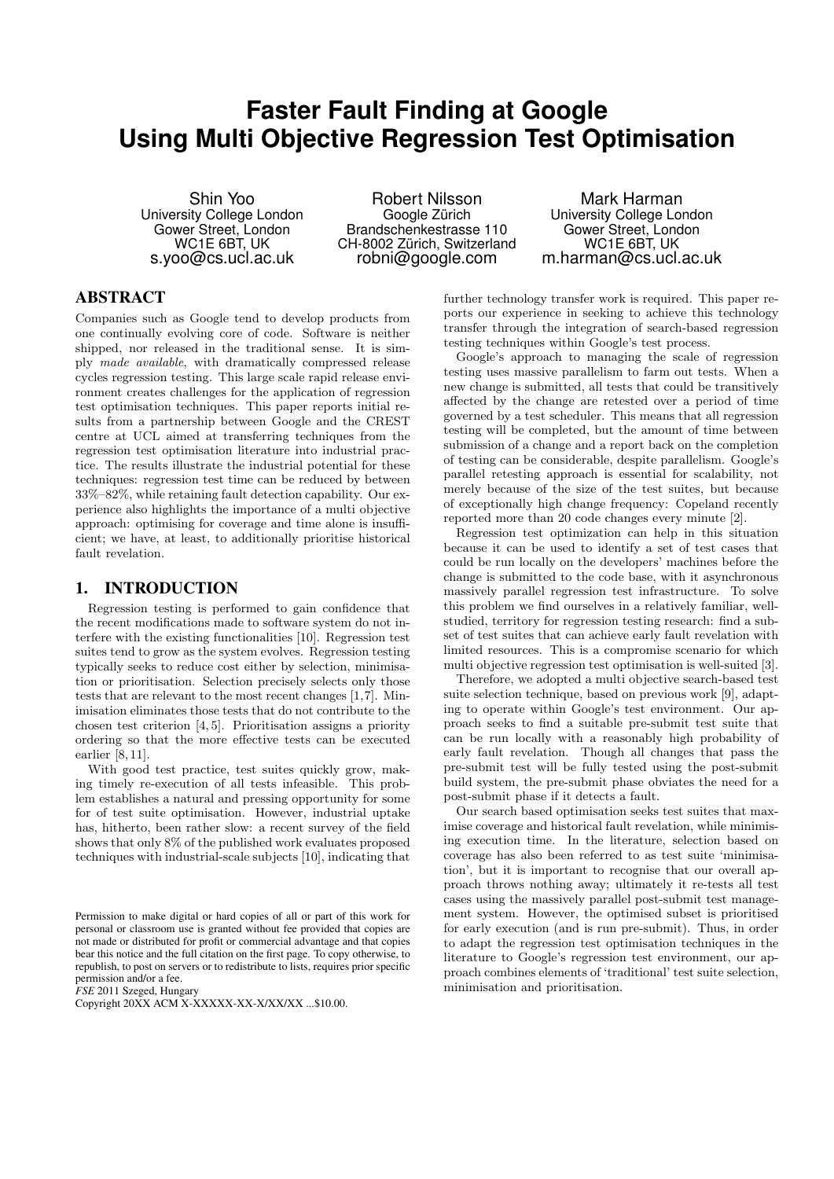# Faster Fault Finding at Google Using Multi Objective Regression Test Optimisation

Shin Yoo
University College London
Gower Street, London
WC1E 6BT, UK
s.yoo@cs.ucl.ac.uk

Robert Nilsson
Google Zürich
Brandschenkestrasse 110
CH-8002 Zürich, Switzerland
robni@google.com

Mark Harman
University College London
Gower Street, London
WC1E 6BT, UK
m.harman@cs.ucl.ac.uk

## ABSTRACT

Companies such as Google tend to develop products from one continually evolving core of code. Software is neither shipped, nor released in the traditional sense. It is simply *made available*, with dramatically compressed release cycles regression testing. This large scale rapid release environment creates challenges for the application of regression test optimisation techniques. This paper reports initial results from a partnership between Google and the CREST centre at UCL aimed at transferring techniques from the regression test optimisation literature into industrial practice. The results illustrate the industrial potential for these techniques: regression test time can be reduced by between 33%–82%, while retaining fault detection capability. Our experience also highlights the importance of a multi objective approach: optimising for coverage and time alone is insufficient; we have, at least, to additionally prioritise historical fault revelation.

## 1. INTRODUCTION

Regression testing is performed to gain confidence that the recent modifications made to software system do not interfere with the existing functionalities [10]. Regression test suites tend to grow as the system evolves. Regression testing typically seeks to reduce cost either by selection, minimisation or prioritisation. Selection precisely selects only those tests that are relevant to the most recent changes [1,7]. Minimisation eliminates those tests that do not contribute to the chosen test criterion [4,5]. Prioritisation assigns a priority ordering so that the more effective tests can be executed earlier [8,11].

With good test practice, test suites quickly grow, making timely re-execution of all tests infeasible. This problem establishes a natural and pressing opportunity for some for of test suite optimisation. However, industrial uptake has, hitherto, been rather slow: a recent survey of the field shows that only 8% of the published work evaluates proposed techniques with industrial-scale subjects [10], indicating that further technology transfer work is required. This paper reports our experience in seeking to achieve this technology transfer through the integration of search-based regression testing techniques within Google's test process.

Google's approach to managing the scale of regression testing uses massive parallelism to farm out tests. When a new change is submitted, all tests that could be transitively affected by the change are retested over a period of time governed by a test scheduler. This means that all regression testing will be completed, but the amount of time between submission of a change and a report back on the completion of testing can be considerable, despite parallelism. Google's parallel retesting approach is essential for scalability, not merely because of the size of the test suites, but because of exceptionally high change frequency: Copeland recently reported more than 20 code changes every minute [2].

Regression test optimization can help in this situation because it can be used to identify a set of test cases that could be run locally on the developers' machines before the change is submitted to the code base, with its asynchronous massively parallel regression test infrastructure. To solve this problem we find ourselves in a relatively familiar, well-studied, territory for regression testing research: find a subset of test suites that can achieve early fault revelation with limited resources. This is a compromise scenario for which multi objective regression test optimisation is well-suited [3].

Therefore, we adopted a multi objective search-based test suite selection technique, based on previous work [9], adapting to operate within Google's test environment. Our approach seeks to find a suitable pre-submit test suite that can be run locally with a reasonably high probability of early fault revelation. Though all changes that pass the pre-submit test will be fully tested using the post-submit build system, the pre-submit phase obviates the need for a post-submit phase if it detects a fault.

Our search based optimisation seeks test suites that maximise coverage and historical fault revelation, while minimising execution time. In the literature, selection based on coverage has also been referred to as test suite 'minimisation', but it is important to recognise that our overall approach throws nothing away; ultimately it re-tests all test cases using the massively parallel post-submit test management system. However, the optimised subset is prioritised for early execution (and is run pre-submit). Thus, in order to adapt the regression test optimisation techniques in the literature to Google's regression test environment, our approach combines elements of 'traditional' test suite selection, minimisation and prioritisation.

Permission to make digital or hard copies of all or part of this work for personal or classroom use is granted without fee provided that copies are not made or distributed for profit or commercial advantage and that copies bear this notice and the full citation on the first page. To copy otherwise, to republish, to post on servers or to redistribute to lists, requires prior specific permission and/or a fee.
*FSE* 2011 Szeged, Hungary
Copyright 20XX ACM X-XXXXX-XX-X/XX/XX ...$10.00.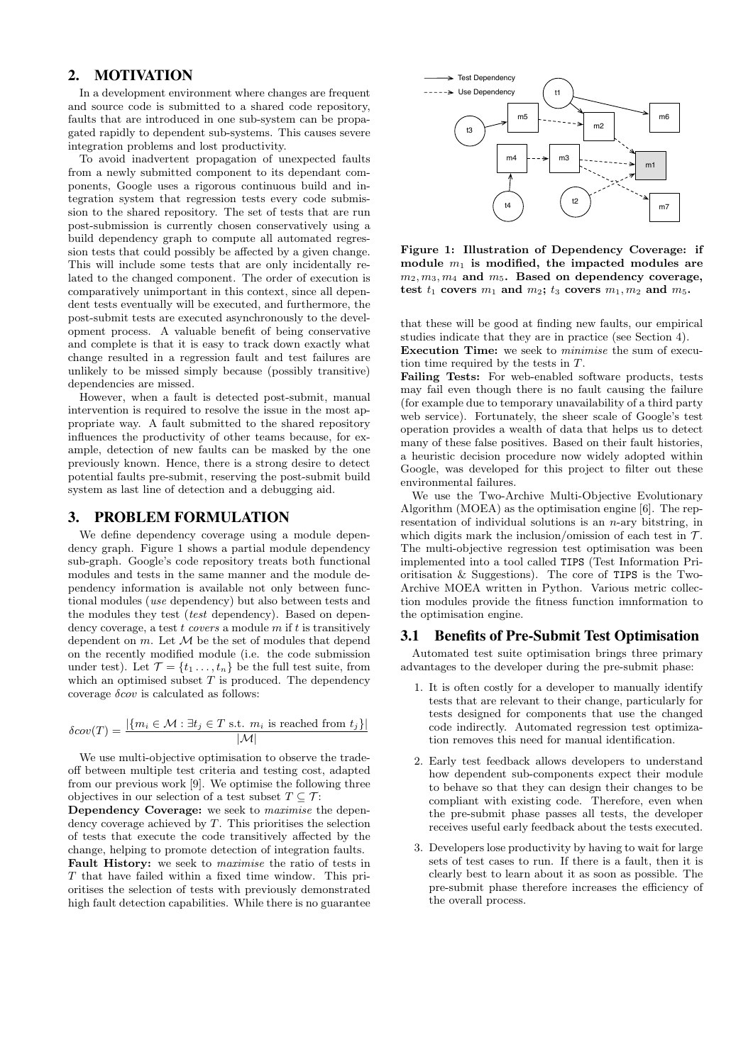## 2. MOTIVATION

In a development environment where changes are frequent and source code is submitted to a shared code repository, faults that are introduced in one sub-system can be propagated rapidly to dependent sub-systems. This causes severe integration problems and lost productivity.

To avoid inadvertent propagation of unexpected faults from a newly submitted component to its dependant components, Google uses a rigorous continuous build and integration system that regression tests every code submission to the shared repository. The set of tests that are run post-submission is currently chosen conservatively using a build dependency graph to compute all automated regression tests that could possibly be affected by a given change. This will include some tests that are only incidentally related to the changed component. The order of execution is comparatively unimportant in this context, since all dependent tests eventually will be executed, and furthermore, the post-submit tests are executed asynchronously to the development process. A valuable benefit of being conservative and complete is that it is easy to track down exactly what change resulted in a regression fault and test failures are unlikely to be missed simply because (possibly transitive) dependencies are missed.

However, when a fault is detected post-submit, manual intervention is required to resolve the issue in the most appropriate way. A fault submitted to the shared repository influences the productivity of other teams because, for example, detection of new faults can be masked by the one previously known. Hence, there is a strong desire to detect potential faults pre-submit, reserving the post-submit build system as last line of detection and a debugging aid.

## 3. PROBLEM FORMULATION

We define dependency coverage using a module dependency graph. Figure 1 shows a partial module dependency sub-graph. Google's code repository treats both functional modules and tests in the same manner and the module dependency information is available not only between functional modules (*use* dependency) but also between tests and the modules they test (*test* dependency). Based on dependency coverage, a test $t$ *covers* a module $m$ if $t$ is transitively dependent on $m$. Let $\mathcal{M}$ be the set of modules that depend on the recently modified module (i.e. the code submission under test). Let $\mathcal{T} = \{t_1 \ldots, t_n\}$ be the full test suite, from which an optimised subset $T$ is produced. The dependency coverage $\delta cov$ is calculated as follows:

$$\delta cov(T) = \frac{|\{m_i \in \mathcal{M} : \exists t_j \in T \text{ s.t. } m_i \text{ is reached from } t_j\}|}{|\mathcal{M}|}$$

We use multi-objective optimisation to observe the tradeoff between multiple test criteria and testing cost, adapted from our previous work [9]. We optimise the following three objectives in our selection of a test subset $T \subseteq \mathcal{T}$:

**Dependency Coverage:** we seek to *maximise* the dependency coverage achieved by $T$. This prioritises the selection of tests that execute the code transitively affected by the change, helping to promote detection of integration faults.

**Fault History:** we seek to *maximise* the ratio of tests in $T$ that have failed within a fixed time window. This prioritises the selection of tests with previously demonstrated high fault detection capabilities. While there is no guarantee that these will be good at finding new faults, our empirical studies indicate that they are in practice (see Section 4).

**Execution Time:** we seek to *minimise* the sum of execution time required by the tests in $T$.

**Failing Tests:** For web-enabled software products, tests may fail even though there is no fault causing the failure (for example due to temporary unavailability of a third party web service). Fortunately, the sheer scale of Google's test operation provides a wealth of data that helps us to detect many of these false positives. Based on their fault histories, a heuristic decision procedure now widely adopted within Google, was developed for this project to filter out these environmental failures.

**Figure 1: Illustration of Dependency Coverage: if module $m_1$ is modified, the impacted modules are $m_2, m_3, m_4$ and $m_5$. Based on dependency coverage, test $t_1$ covers $m_1$ and $m_2$; $t_3$ covers $m_1, m_2$ and $m_5$.**

We use the Two-Archive Multi-Objective Evolutionary Algorithm (MOEA) as the optimisation engine [6]. The representation of individual solutions is an $n$-ary bitstring, in which digits mark the inclusion/omission of each test in $\mathcal{T}$. The multi-objective regression test optimisation was been implemented into a tool called TIPS (Test Information Prioritisation & Suggestions). The core of TIPS is the Two-Archive MOEA written in Python. Various metric collection modules provide the fitness function imnformation to the optimisation engine.

### 3.1 Benefits of Pre-Submit Test Optimisation

Automated test suite optimisation brings three primary advantages to the developer during the pre-submit phase:

1. It is often costly for a developer to manually identify tests that are relevant to their change, particularly for tests designed for components that use the changed code indirectly. Automated regression test optimization removes this need for manual identification.
2. Early test feedback allows developers to understand how dependent sub-components expect their module to behave so that they can design their changes to be compliant with existing code. Therefore, even when the pre-submit phase passes all tests, the developer receives useful early feedback about the tests executed.
3. Developers lose productivity by having to wait for large sets of test cases to run. If there is a fault, then it is clearly best to learn about it as soon as possible. The pre-submit phase therefore increases the efficiency of the overall process.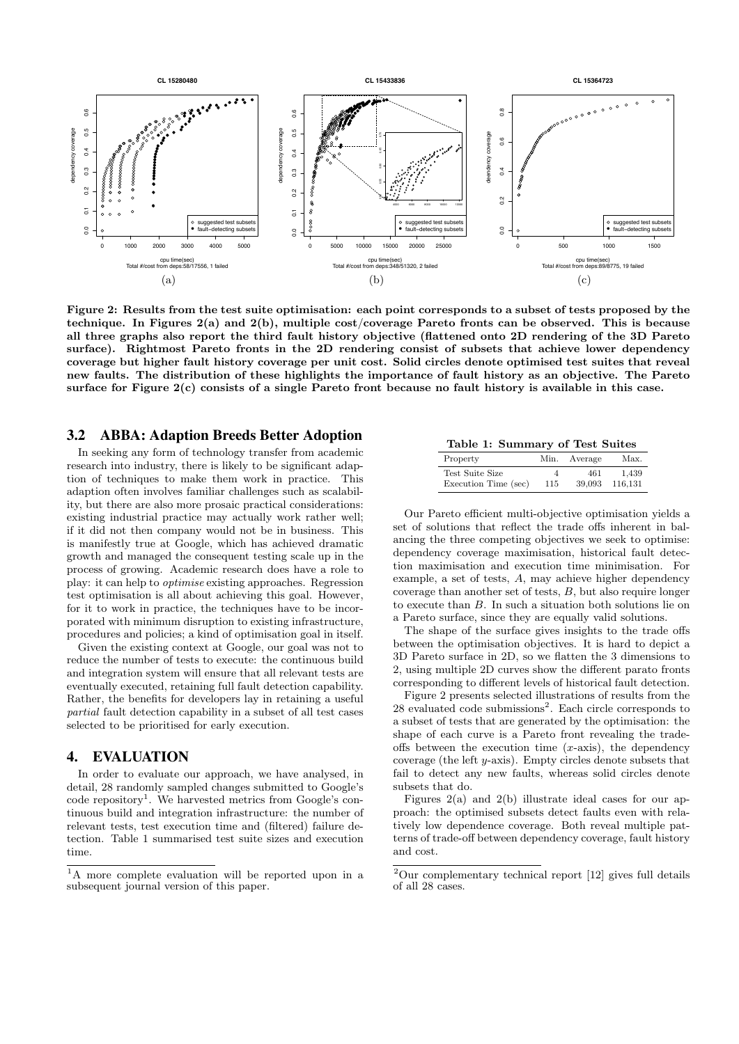Figure 2: Results from the test suite optimisation: each point corresponds to a subset of tests proposed by the technique. In Figures 2(a) and 2(b), multiple cost/coverage Pareto fronts can be observed. This is because all three graphs also report the third fault history objective (flattened onto 2D rendering of the 3D Pareto surface). Rightmost Pareto fronts in the 2D rendering consist of subsets that achieve lower dependency coverage but higher fault history coverage per unit cost. Solid circles denote optimised test suites that reveal new faults. The distribution of these highlights the importance of fault history as an objective. The Pareto surface for Figure 2(c) consists of a single Pareto front because no fault history is available in this case.

## 3.2 ABBA: Adaption Breeds Better Adoption

In seeking any form of technology transfer from academic research into industry, there is likely to be significant adaption of techniques to make them work in practice. This adaption often involves familiar challenges such as scalability, but there are also more prosaic practical considerations: existing industrial practice may actually work rather well; if it did not then company would not be in business. This is manifestly true at Google, which has achieved dramatic growth and managed the consequent testing scale up in the process of growing. Academic research does have a role to play: it can help to *optimise* existing approaches. Regression test optimisation is all about achieving this goal. However, for it to work in practice, the techniques have to be incorporated with minimum disruption to existing infrastructure, procedures and policies; a kind of optimisation goal in itself.

Given the existing context at Google, our goal was not to reduce the number of tests to execute: the continuous build and integration system will ensure that all relevant tests are eventually executed, retaining full fault detection capability. Rather, the benefits for developers lay in retaining a useful *partial* fault detection capability in a subset of all test cases selected to be prioritised for early execution.

# 4. EVALUATION

In order to evaluate our approach, we have analysed, in detail, 28 randomly sampled changes submitted to Google's code repository[1]. We harvested metrics from Google's continuous build and integration infrastructure: the number of relevant tests, test execution time and (filtered) failure detection. Table 1 summarised test suite sizes and execution time.

[1]A more complete evaluation will be reported upon in a subsequent journal version of this paper.

**Table 1: Summary of Test Suites**

| Property | Min. | Average | Max. |
|---|---|---|---|
| Test Suite Size | 4 | 461 | 1,439 |
| Execution Time (sec) | 115 | 39,093 | 116,131 |

Our Pareto efficient multi-objective optimisation yields a set of solutions that reflect the trade offs inherent in balancing the three competing objectives we seek to optimise: dependency coverage maximisation, historical fault detection maximisation and execution time minimisation. For example, a set of tests, $A$, may achieve higher dependency coverage than another set of tests, $B$, but also require longer to execute than $B$. In such a situation both solutions lie on a Pareto surface, since they are equally valid solutions.

The shape of the surface gives insights to the trade offs between the optimisation objectives. It is hard to depict a 3D Pareto surface in 2D, so we flatten the 3 dimensions to 2, using multiple 2D curves show the different parato fronts corresponding to different levels of historical fault detection.

Figure 2 presents selected illustrations of results from the 28 evaluated code submissions[2]. Each circle corresponds to a subset of tests that are generated by the optimisation: the shape of each curve is a Pareto front revealing the trade-offs between the execution time ($x$-axis), the dependency coverage (the left $y$-axis). Empty circles denote subsets that fail to detect any new faults, whereas solid circles denote subsets that do.

Figures 2(a) and 2(b) illustrate ideal cases for our approach: the optimised subsets detect faults even with relatively low dependence coverage. Both reveal multiple patterns of trade-off between dependency coverage, fault history and cost.

[2]Our complementary technical report [12] gives full details of all 28 cases.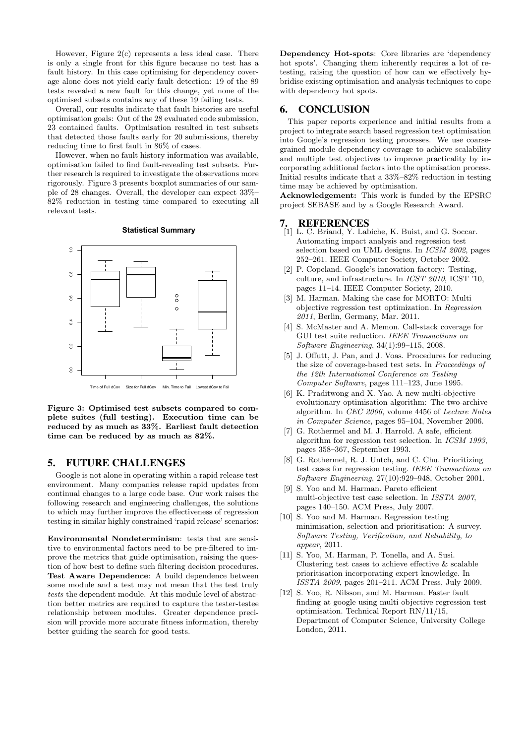However, Figure 2(c) represents a less ideal case. There is only a single front for this figure because no test has a fault history. In this case optimising for dependency coverage alone does not yield early fault detection: 19 of the 89 tests revealed a new fault for this change, yet none of the optimised subsets contains any of these 19 failing tests.

Overall, our results indicate that fault histories are useful optimisation goals: Out of the 28 evaluated code submission, 23 contained faults. Optimisation resulted in test subsets that detected those faults early for 20 submissions, thereby reducing time to first fault in 86% of cases.

However, when no fault history information was available, optimisation failed to find fault-revealing test subsets. Further research is required to investigate the observations more rigorously. Figure 3 presents boxplot summaries of our sample of 28 changes. Overall, the developer can expect 33%–82% reduction in testing time compared to executing all relevant tests.

Statistical Summary

1.0
0.8
0.6
0.4
0.2
0.0

Time of Full dCov
Size for Full dCov
Min. Time to Fail
Lowest dCov to Fail

**Figure 3: Optimised test subsets compared to complete suites (full testing). Execution time can be reduced by as much as 33%. Earliest fault detection time can be reduced by as much as 82%.**

## 5. FUTURE CHALLENGES

Google is not alone in operating within a rapid release test environment. Many companies release rapid updates from continual changes to a large code base. Our work raises the following research and engineering challenges, the solutions to which may further improve the effectiveness of regression testing in similar highly constrained 'rapid release' scenarios:

**Environmental Nondeterminism**: tests that are sensitive to environmental factors need to be pre-filtered to improve the metrics that guide optimisation, raising the question of how best to define such filtering decision procedures.

**Test Aware Dependence**: A build dependence between some module and a test may not mean that the test truly *tests* the dependent module. At this module level of abstraction better metrics are required to capture the tester-testee relationship between modules. Greater dependence precision will provide more accurate fitness information, thereby better guiding the search for good tests.

**Dependency Hot-spots**: Core libraries are 'dependency hot spots'. Changing them inherently requires a lot of retesting, raising the question of how can we effectively hybridise existing optimisation and analysis techniques to cope with dependency hot spots.

## 6. CONCLUSION

This paper reports experience and initial results from a project to integrate search based regression test optimisation into Google's regression testing processes. We use coarse-grained module dependency coverage to achieve scalability and multiple test objectives to improve practicality by incorporating additional factors into the optimisation process. Initial results indicate that a 33%–82% reduction in testing time may be achieved by optimisation.

**Acknowledgement:** This work is funded by the EPSRC project SEBASE and by a Google Research Award.

## 7. REFERENCES

[1] L. C. Briand, Y. Labiche, K. Buist, and G. Soccar. Automating impact analysis and regression test selection based on UML designs. In *ICSM 2002*, pages 252–261. IEEE Computer Society, October 2002.

[2] P. Copeland. Google's innovation factory: Testing, culture, and infrastructure. In *ICST 2010*, ICST '10, pages 11–14. IEEE Computer Society, 2010.

[3] M. Harman. Making the case for MORTO: Multi objective regression test optimization. In *Regression 2011*, Berlin, Germany, Mar. 2011.

[4] S. McMaster and A. Memon. Call-stack coverage for GUI test suite reduction. *IEEE Transactions on Software Engineering*, 34(1):99–115, 2008.

[5] J. Offutt, J. Pan, and J. Voas. Procedures for reducing the size of coverage-based test sets. In *Proceedings of the 12th International Conference on Testing Computer Software*, pages 111–123, June 1995.

[6] K. Praditwong and X. Yao. A new multi-objective evolutionary optimisation algorithm: The two-archive algorithm. In *CEC 2006*, volume 4456 of *Lecture Notes in Computer Science*, pages 95–104, November 2006.

[7] G. Rothermel and M. J. Harrold. A safe, efficient algorithm for regression test selection. In *ICSM 1993*, pages 358–367, September 1993.

[8] G. Rothermel, R. J. Untch, and C. Chu. Prioritizing test cases for regression testing. *IEEE Transactions on Software Engineering*, 27(10):929–948, October 2001.

[9] S. Yoo and M. Harman. Pareto efficient multi-objective test case selection. In *ISSTA 2007*, pages 140–150. ACM Press, July 2007.

[10] S. Yoo and M. Harman. Regression testing minimisation, selection and prioritisation: A survey. *Software Testing, Verification, and Reliability*, *to appear*, 2011.

[11] S. Yoo, M. Harman, P. Tonella, and A. Susi. Clustering test cases to achieve effective & scalable prioritisation incorporating expert knowledge. In *ISSTA 2009*, pages 201–211. ACM Press, July 2009.

[12] S. Yoo, R. Nilsson, and M. Harman. Faster fault finding at google using multi objective regression test optimisation. Technical Report RN/11/15, Department of Computer Science, University College London, 2011.